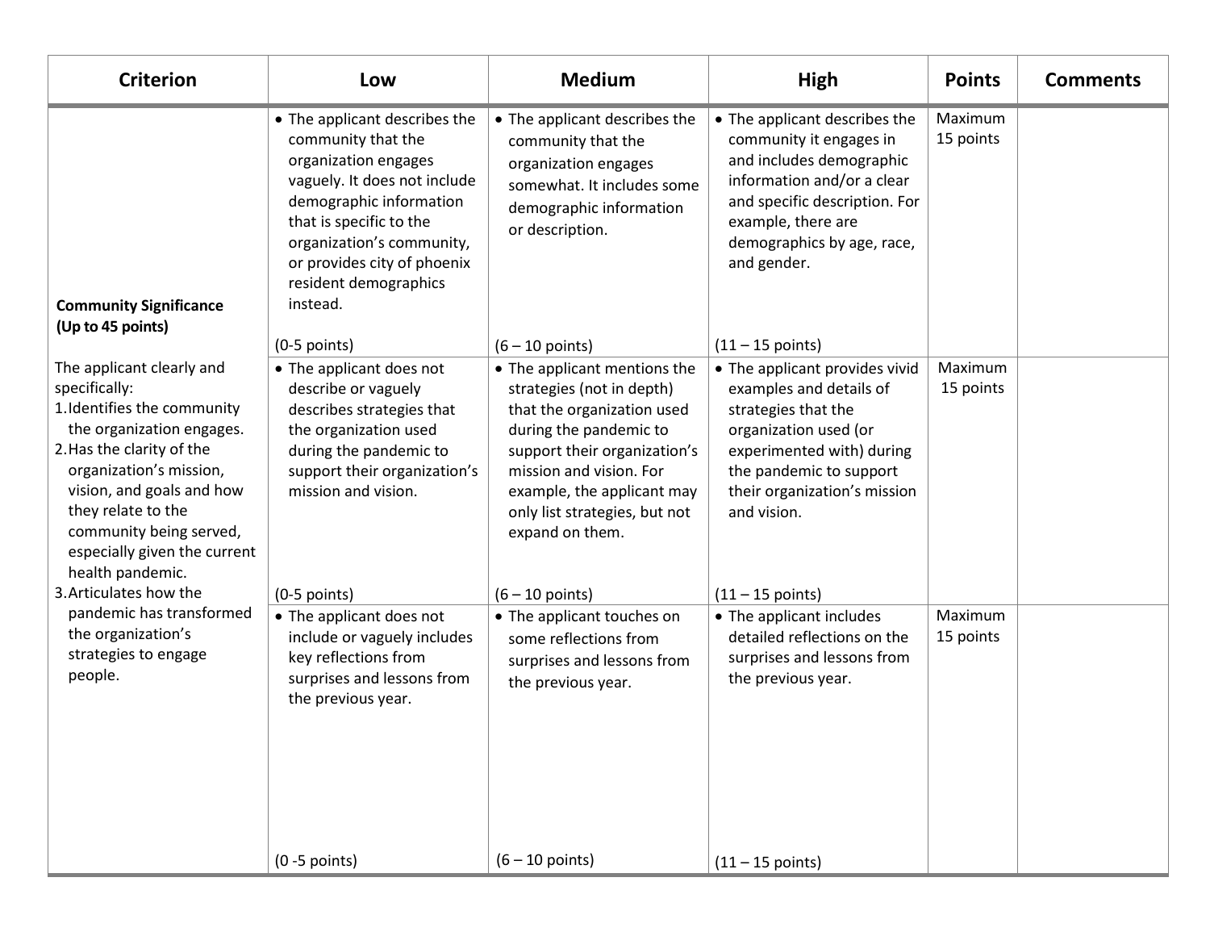| Criterion | Low | Medium | High | Points | Comments |
|---|---|---|---|---|---|
| **Community Significance (Up to 45 points)**<br><br>The applicant clearly and specifically:<br>1. Identifies the community the organization engages.<br>2. Has the clarity of the organization's mission, vision, and goals and how they relate to the community being served, especially given the current health pandemic.<br>3. Articulates how the pandemic has transformed the organization's strategies to engage people. | • The applicant describes the community that the organization engages vaguely. It does not include demographic information that is specific to the organization's community, or provides city of phoenix resident demographics instead.<br><br>(0-5 points) | • The applicant describes the community that the organization engages somewhat. It includes some demographic information or description.<br><br>(6 – 10 points) | • The applicant describes the community it engages in and includes demographic information and/or a clear and specific description. For example, there are demographics by age, race, and gender.<br><br>(11 – 15 points) | Maximum 15 points | |
| | • The applicant does not describe or vaguely describes strategies that the organization used during the pandemic to support their organization's mission and vision.<br><br>(0-5 points) | • The applicant mentions the strategies (not in depth) that the organization used during the pandemic to support their organization's mission and vision. For example, the applicant may only list strategies, but not expand on them.<br><br>(6 – 10 points) | • The applicant provides vivid examples and details of strategies that the organization used (or experimented with) during the pandemic to support their organization's mission and vision.<br><br>(11 – 15 points) | Maximum 15 points | |
| | • The applicant does not include or vaguely includes key reflections from surprises and lessons from the previous year.<br><br>(0 -5 points) | • The applicant touches on some reflections from surprises and lessons from the previous year.<br><br>(6 – 10 points) | • The applicant includes detailed reflections on the surprises and lessons from the previous year.<br><br>(11 – 15 points) | Maximum 15 points | |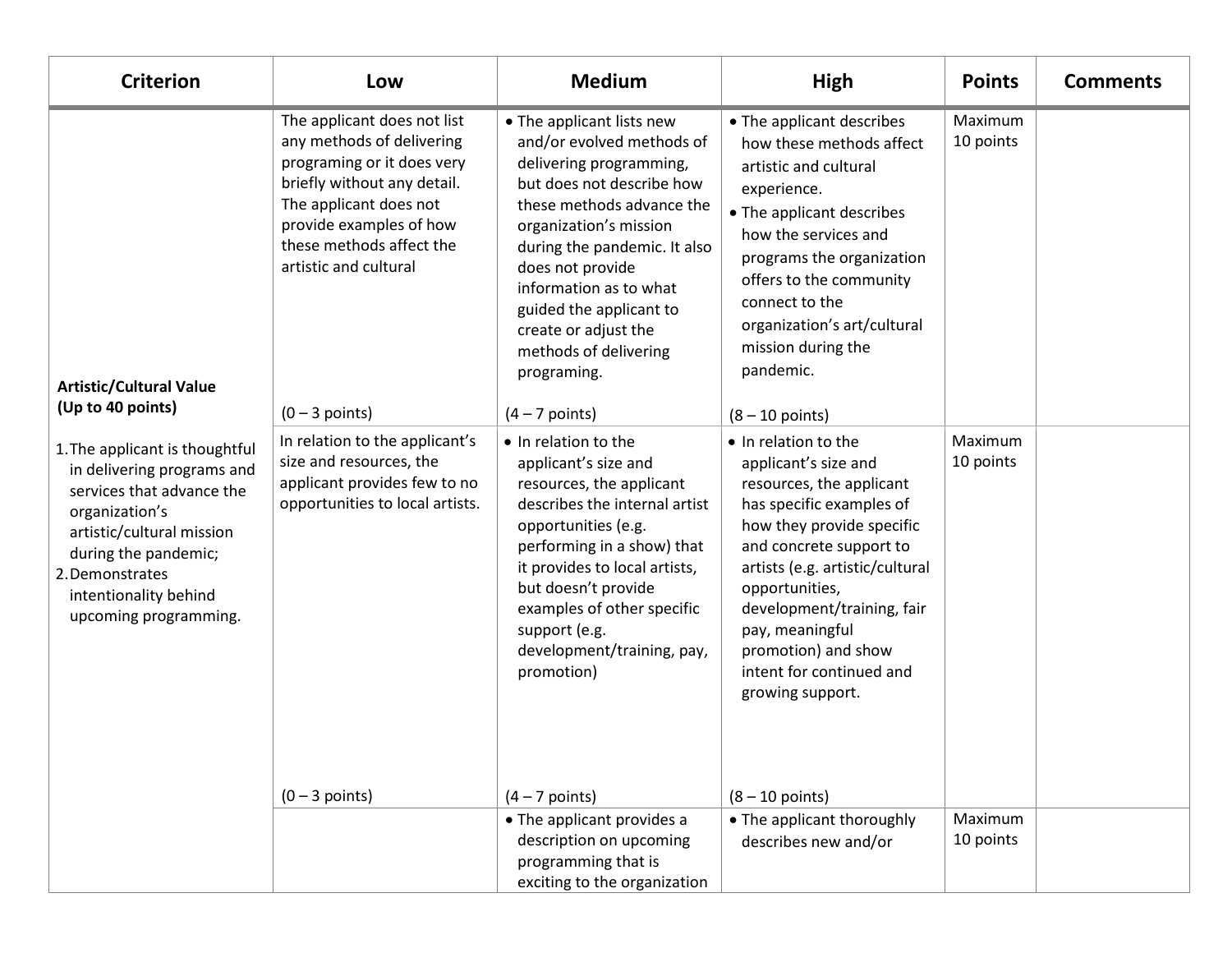| Criterion | Low | Medium | High | Points | Comments |
|---|---|---|---|---|---|
| **Artistic/Cultural Value (Up to 40 points)**<br><br>1. The applicant is thoughtful in delivering programs and services that advance the organization's artistic/cultural mission during the pandemic;<br>2. Demonstrates intentionality behind upcoming programming. | The applicant does not list any methods of delivering programing or it does very briefly without any detail. The applicant does not provide examples of how these methods affect the artistic and cultural<br><br>(0 – 3 points) | • The applicant lists new and/or evolved methods of delivering programming, but does not describe how these methods advance the organization's mission during the pandemic. It also does not provide information as to what guided the applicant to create or adjust the methods of delivering programing.<br><br>(4 – 7 points) | • The applicant describes how these methods affect artistic and cultural experience.<br>• The applicant describes how the services and programs the organization offers to the community connect to the organization's art/cultural mission during the pandemic.<br><br>(8 – 10 points) | Maximum 10 points | |
| | In relation to the applicant's size and resources, the applicant provides few to no opportunities to local artists.<br><br>(0 – 3 points) | • In relation to the applicant's size and resources, the applicant describes the internal artist opportunities (e.g. performing in a show) that it provides to local artists, but doesn't provide examples of other specific support (e.g. development/training, pay, promotion)<br><br>(4 – 7 points) | • In relation to the applicant's size and resources, the applicant has specific examples of how they provide specific and concrete support to artists (e.g. artistic/cultural opportunities, development/training, fair pay, meaningful promotion) and show intent for continued and growing support.<br><br>(8 – 10 points) | Maximum 10 points | |
| | | • The applicant provides a description on upcoming programming that is exciting to the organization | • The applicant thoroughly describes new and/or | Maximum 10 points | |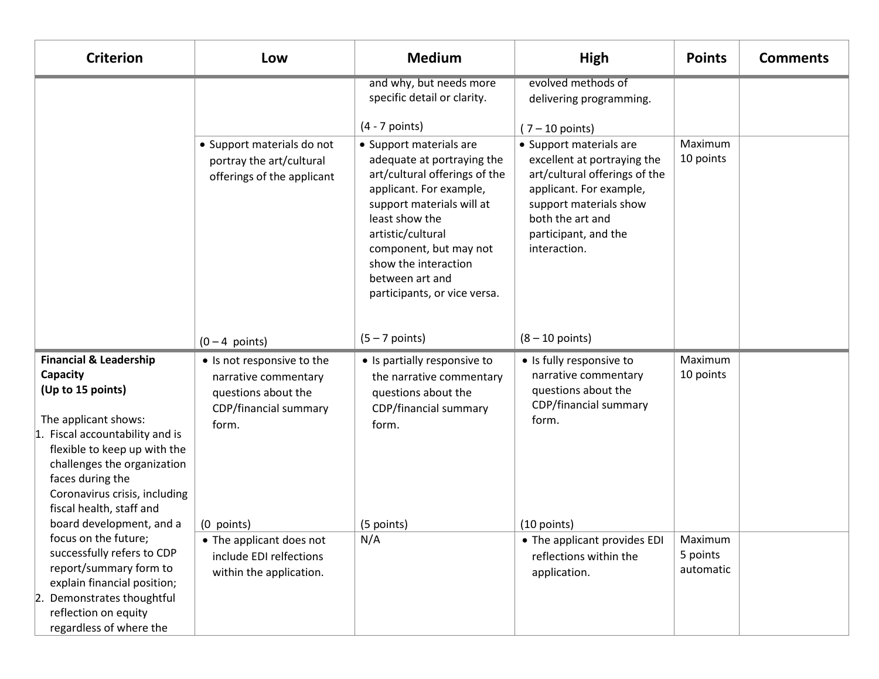| Criterion | Low | Medium | High | Points | Comments |
|---|---|---|---|---|---|
| | | and why, but needs more specific detail or clarity.<br><br>(4 - 7 points) | evolved methods of delivering programming.<br><br>( 7 – 10 points) | | |
| | • Support materials do not portray the art/cultural offerings of the applicant<br><br>(0 – 4 points) | • Support materials are adequate at portraying the art/cultural offerings of the applicant. For example, support materials will at least show the artistic/cultural component, but may not show the interaction between art and participants, or vice versa.<br><br>(5 – 7 points) | • Support materials are excellent at portraying the art/cultural offerings of the applicant. For example, support materials show both the art and participant, and the interaction.<br><br>(8 – 10 points) | Maximum 10 points | |
| **Financial & Leadership Capacity (Up to 15 points)**<br><br>The applicant shows:<br>1. Fiscal accountability and is flexible to keep up with the challenges the organization faces during the Coronavirus crisis, including fiscal health, staff and board development, and a focus on the future; successfully refers to CDP report/summary form to explain financial position;<br>2. Demonstrates thoughtful reflection on equity regardless of where the | • Is not responsive to the narrative commentary questions about the CDP/financial summary form.<br><br>(0 points) | • Is partially responsive to the narrative commentary questions about the CDP/financial summary form.<br><br>(5 points) | • Is fully responsive to narrative commentary questions about the CDP/financial summary form.<br><br>(10 points) | Maximum 10 points | |
| | • The applicant does not include EDI relfections within the application. | N/A | • The applicant provides EDI reflections within the application. | Maximum 5 points automatic | |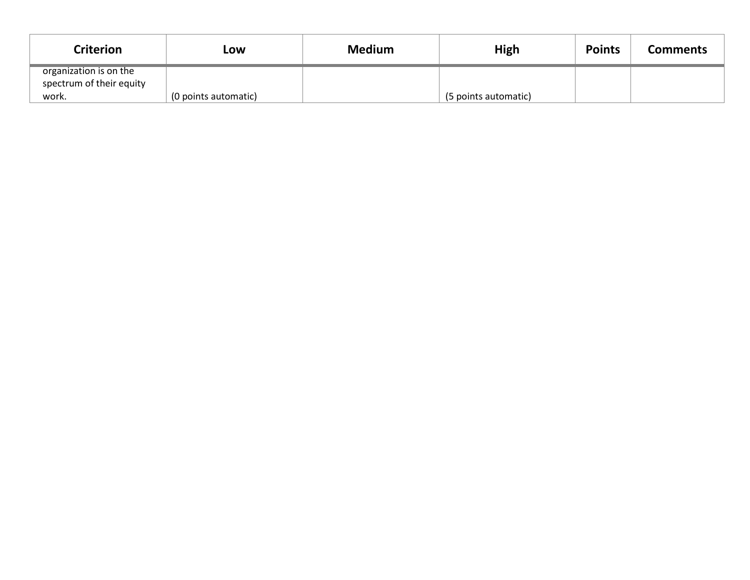| Criterion | Low | Medium | High | Points | Comments |
|---|---|---|---|---|---|
| organization is on the spectrum of their equity work. | (0 points automatic) | | (5 points automatic) | | |